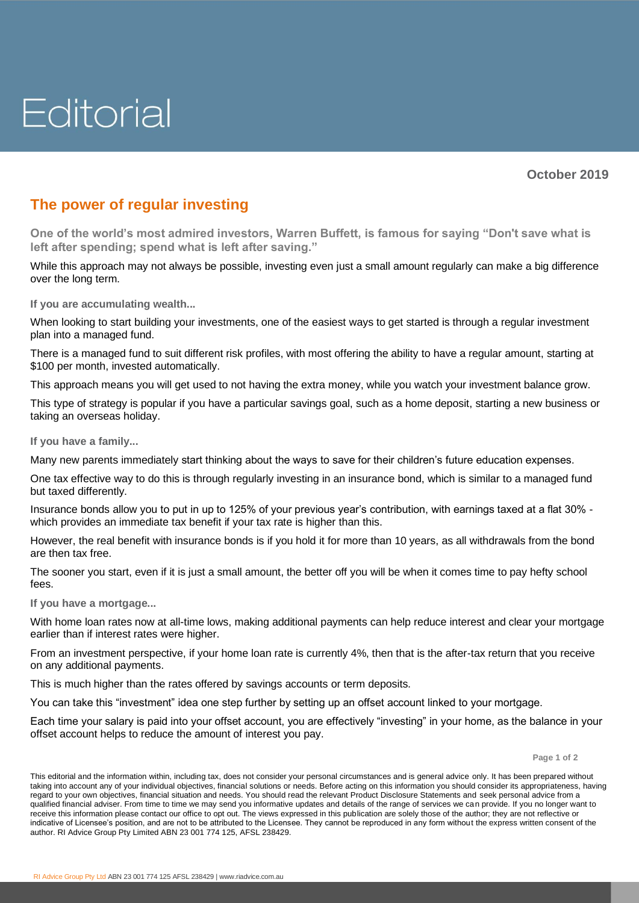# Editorial

**October 2019**

## The power of regular investing

**One of the world's most admired investors, Warren Buffett, is famous for saying "Don't save what is left after spending; spend what is left after saving."**

While this approach may not always be possible, investing even just a small amount regularly can make a big difference over the long term.

### If you are accumulating wealth...

When looking to start building your investments, one of the easiest ways to get started is through a regular investment plan into a managed fund.

There is a managed fund to suit different risk profiles, with most offering the ability to have a regular amount, starting at $100 per month, invested automatically.

This approach means you will get used to not having the extra money, while you watch your investment balance grow.

This type of strategy is popular if you have a particular savings goal, such as a home deposit, starting a new business or taking an overseas holiday.

### If you have a family...

Many new parents immediately start thinking about the ways to save for their children's future education expenses.

One tax effective way to do this is through regularly investing in an insurance bond, which is similar to a managed fund but taxed differently.

Insurance bonds allow you to put in up to 125% of your previous year's contribution, with earnings taxed at a flat 30% - which provides an immediate tax benefit if your tax rate is higher than this.

However, the real benefit with insurance bonds is if you hold it for more than 10 years, as all withdrawals from the bond are then tax free.

The sooner you start, even if it is just a small amount, the better off you will be when it comes time to pay hefty school fees.

### If you have a mortgage...

With home loan rates now at all-time lows, making additional payments can help reduce interest and clear your mortgage earlier than if interest rates were higher.

From an investment perspective, if your home loan rate is currently 4%, then that is the after-tax return that you receive on any additional payments.

This is much higher than the rates offered by savings accounts or term deposits.

You can take this "investment" idea one step further by setting up an offset account linked to your mortgage.

Each time your salary is paid into your offset account, you are effectively "investing" in your home, as the balance in your offset account helps to reduce the amount of interest you pay.

This editorial and the information within, including tax, does not consider your personal circumstances and is general advice only. It has been prepared without taking into account any of your individual objectives, financial solutions or needs. Before acting on this information you should consider its appropriateness, having regard to your own objectives, financial situation and needs. You should read the relevant Product Disclosure Statements and seek personal advice from a qualified financial adviser. From time to time we may send you informative updates and details of the range of services we can provide. If you no longer want to receive this information please contact our office to opt out. The views expressed in this publication are solely those of the author; they are not reflective or indicative of Licensee's position, and are not to be attributed to the Licensee. They cannot be reproduced in any form without the express written consent of the author. RI Advice Group Pty Limited ABN 23 001 774 125, AFSL 238429.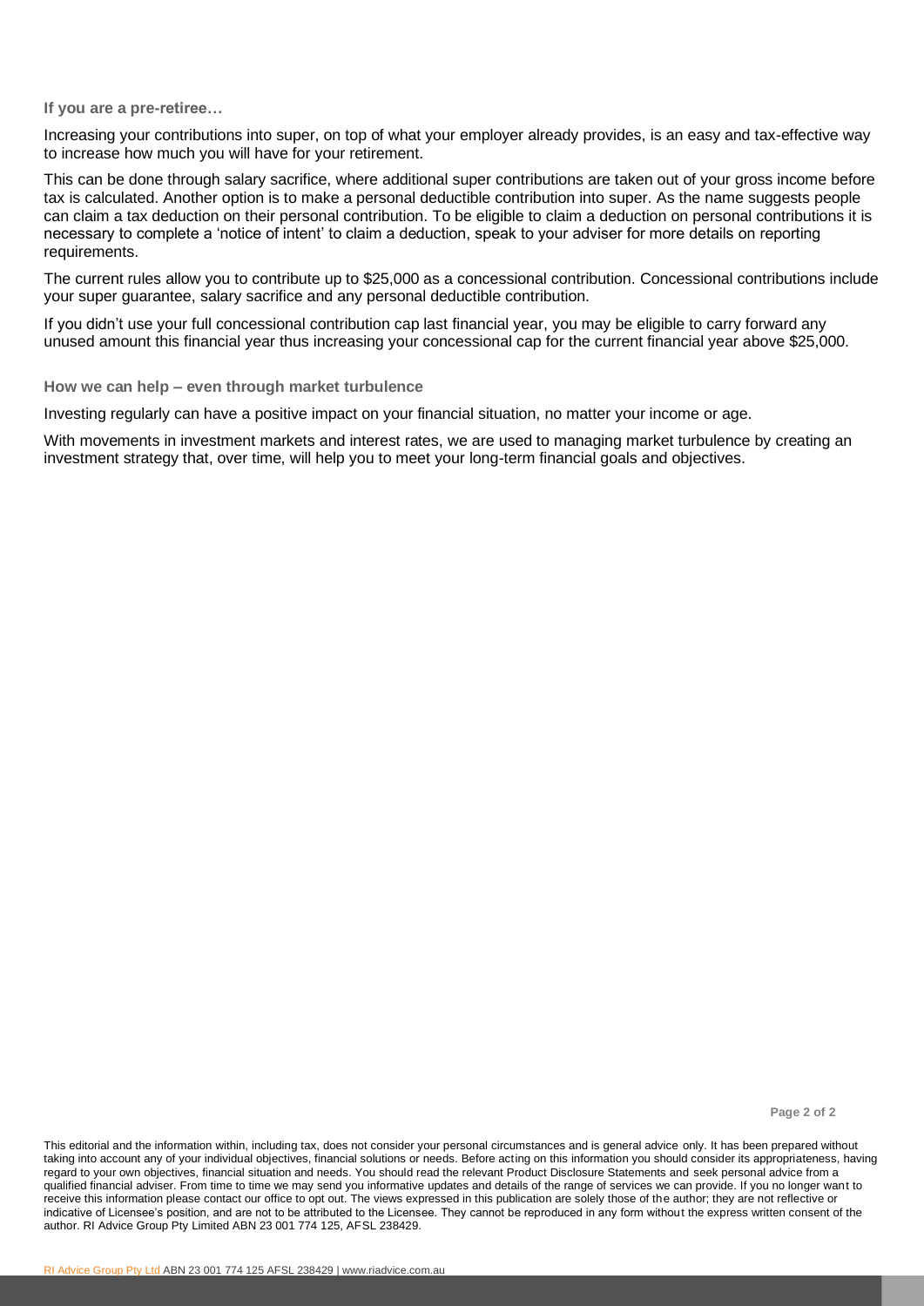### If you are a pre-retiree…

Increasing your contributions into super, on top of what your employer already provides, is an easy and tax-effective way to increase how much you will have for your retirement.

This can be done through salary sacrifice, where additional super contributions are taken out of your gross income before tax is calculated. Another option is to make a personal deductible contribution into super. As the name suggests people can claim a tax deduction on their personal contribution. To be eligible to claim a deduction on personal contributions it is necessary to complete a 'notice of intent' to claim a deduction, speak to your adviser for more details on reporting requirements.

The current rules allow you to contribute up to $25,000 as a concessional contribution. Concessional contributions include your super guarantee, salary sacrifice and any personal deductible contribution.

If you didn't use your full concessional contribution cap last financial year, you may be eligible to carry forward any unused amount this financial year thus increasing your concessional cap for the current financial year above $25,000.

### How we can help – even through market turbulence

Investing regularly can have a positive impact on your financial situation, no matter your income or age.

With movements in investment markets and interest rates, we are used to managing market turbulence by creating an investment strategy that, over time, will help you to meet your long-term financial goals and objectives.

This editorial and the information within, including tax, does not consider your personal circumstances and is general advice only. It has been prepared without taking into account any of your individual objectives, financial solutions or needs. Before acting on this information you should consider its appropriateness, having regard to your own objectives, financial situation and needs. You should read the relevant Product Disclosure Statements and seek personal advice from a qualified financial adviser. From time to time we may send you informative updates and details of the range of services we can provide. If you no longer want to receive this information please contact our office to opt out. The views expressed in this publication are solely those of the author; they are not reflective or indicative of Licensee's position, and are not to be attributed to the Licensee. They cannot be reproduced in any form without the express written consent of the author. RI Advice Group Pty Limited ABN 23 001 774 125, AFSL 238429.